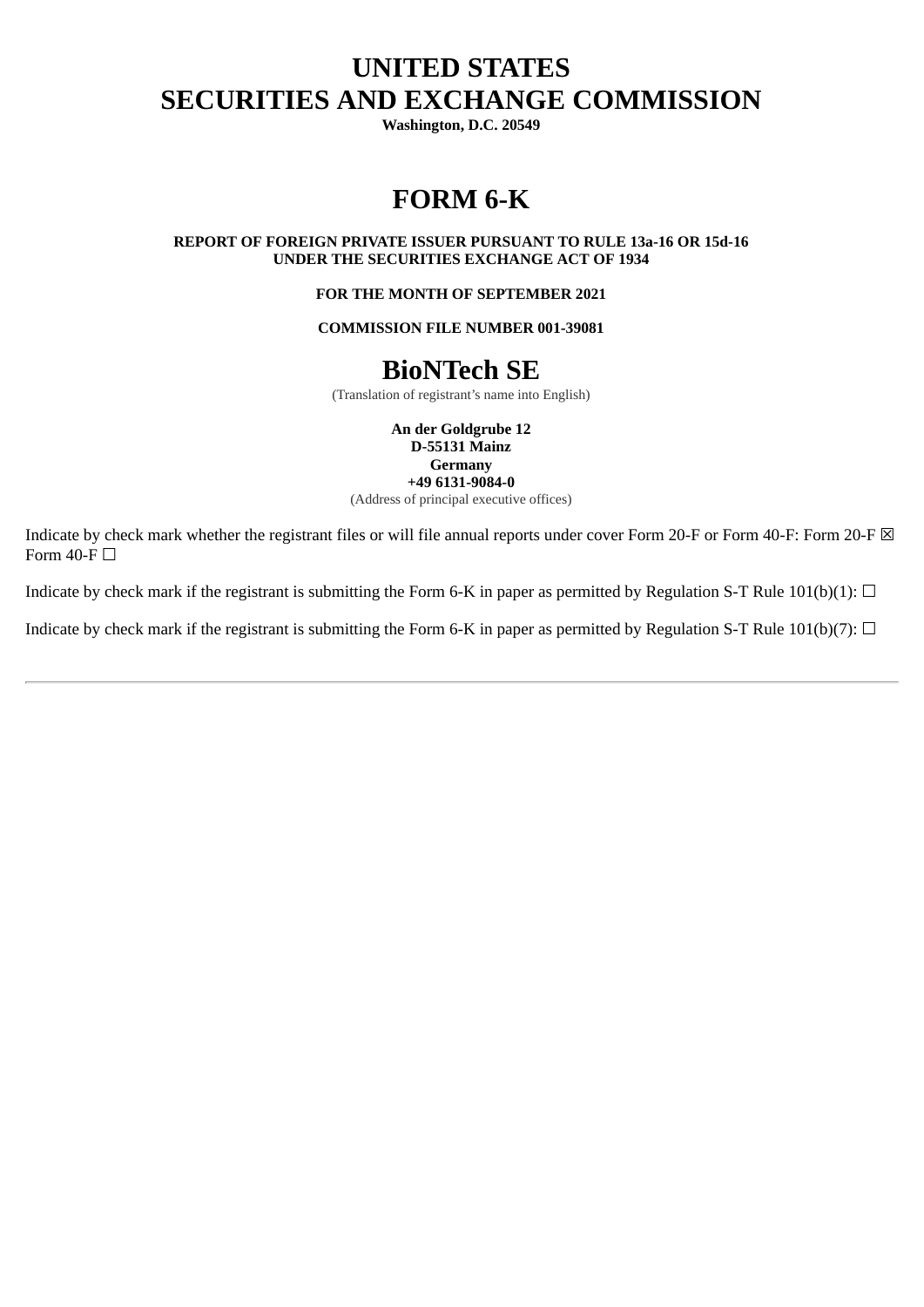# UNITED STATES
# SECURITIES AND EXCHANGE COMMISSION

**Washington, D.C. 20549**

# FORM 6-K

**REPORT OF FOREIGN PRIVATE ISSUER PURSUANT TO RULE 13a-16 OR 15d-16**
**UNDER THE SECURITIES EXCHANGE ACT OF 1934**

**FOR THE MONTH OF SEPTEMBER 2021**

**COMMISSION FILE NUMBER 001-39081**

# BioNTech SE

(Translation of registrant's name into English)

**An der Goldgrube 12**
**D-55131 Mainz**
**Germany**
**+49 6131-9084-0**
(Address of principal executive offices)

Indicate by check mark whether the registrant files or will file annual reports under cover Form 20-F or Form 40-F: Form 20-F ☒ Form 40-F ☐

Indicate by check mark if the registrant is submitting the Form 6-K in paper as permitted by Regulation S-T Rule 101(b)(1): ☐

Indicate by check mark if the registrant is submitting the Form 6-K in paper as permitted by Regulation S-T Rule 101(b)(7): ☐

---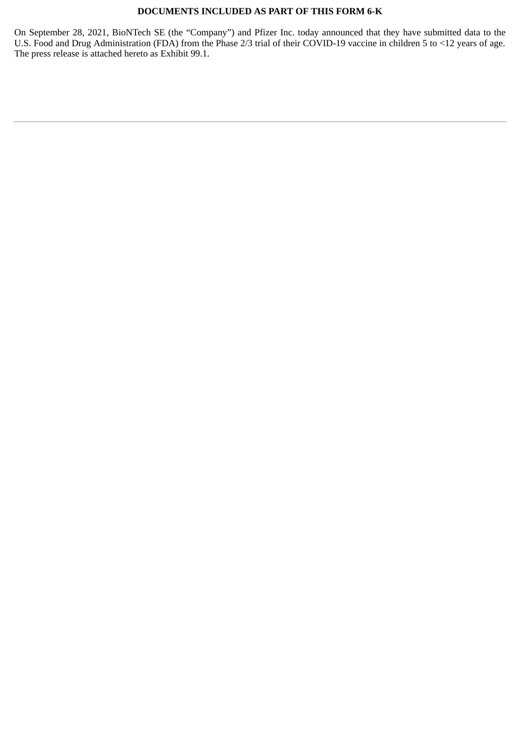**DOCUMENTS INCLUDED AS PART OF THIS FORM 6-K**

On September 28, 2021, BioNTech SE (the "Company") and Pfizer Inc. today announced that they have submitted data to the U.S. Food and Drug Administration (FDA) from the Phase 2/3 trial of their COVID-19 vaccine in children 5 to <12 years of age. The press release is attached hereto as Exhibit 99.1.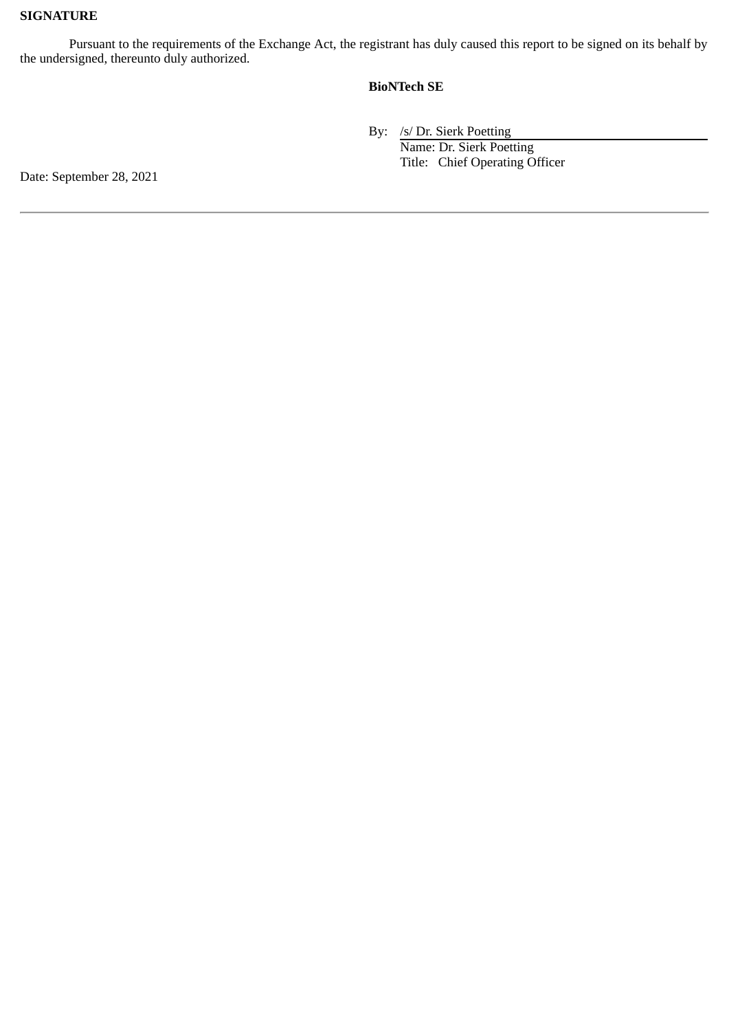**SIGNATURE**

Pursuant to the requirements of the Exchange Act, the registrant has duly caused this report to be signed on its behalf by the undersigned, thereunto duly authorized.

**BioNTech SE**

By: /s/ Dr. Sierk Poetting
Name: Dr. Sierk Poetting
Title: Chief Operating Officer

Date: September 28, 2021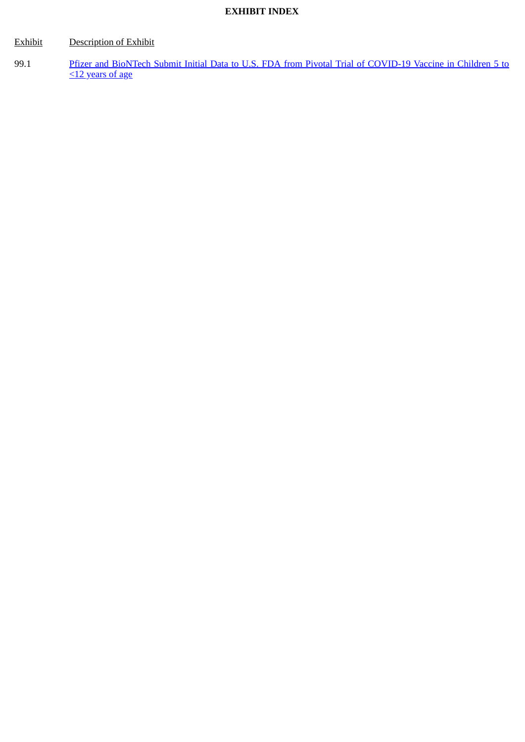**EXHIBIT INDEX**

| Exhibit | Description of Exhibit |
| --- | --- |
| 99.1 | Pfizer and BioNTech Submit Initial Data to U.S. FDA from Pivotal Trial of COVID-19 Vaccine in Children 5 to <12 years of age |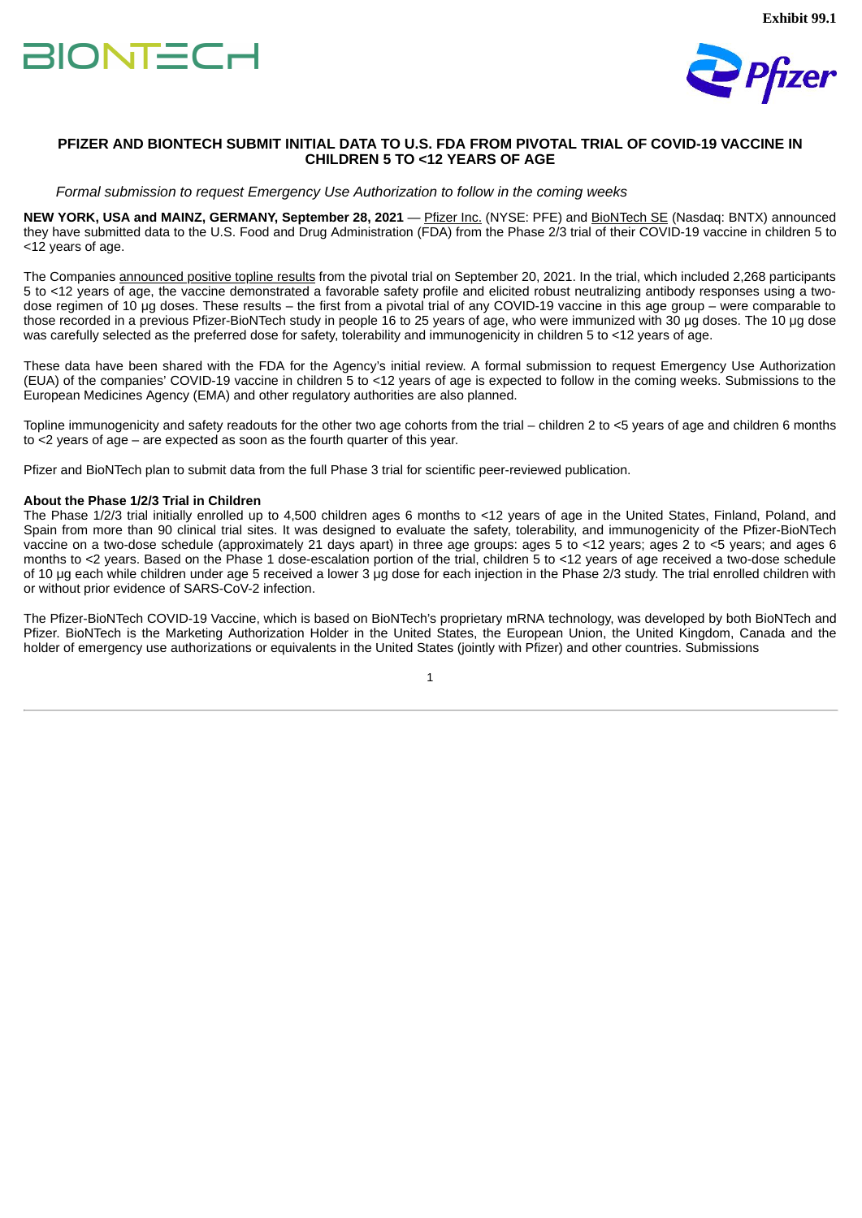**Exhibit 99.1**

# PFIZER AND BIONTECH SUBMIT INITIAL DATA TO U.S. FDA FROM PIVOTAL TRIAL OF COVID-19 VACCINE IN CHILDREN 5 TO <12 YEARS OF AGE

*Formal submission to request Emergency Use Authorization to follow in the coming weeks*

**NEW YORK, USA and MAINZ, GERMANY, September 28, 2021** — Pfizer Inc. (NYSE: PFE) and BioNTech SE (Nasdaq: BNTX) announced they have submitted data to the U.S. Food and Drug Administration (FDA) from the Phase 2/3 trial of their COVID-19 vaccine in children 5 to <12 years of age.

The Companies announced positive topline results from the pivotal trial on September 20, 2021. In the trial, which included 2,268 participants 5 to <12 years of age, the vaccine demonstrated a favorable safety profile and elicited robust neutralizing antibody responses using a two-dose regimen of 10 µg doses. These results – the first from a pivotal trial of any COVID-19 vaccine in this age group – were comparable to those recorded in a previous Pfizer-BioNTech study in people 16 to 25 years of age, who were immunized with 30 µg doses. The 10 µg dose was carefully selected as the preferred dose for safety, tolerability and immunogenicity in children 5 to <12 years of age.

These data have been shared with the FDA for the Agency's initial review. A formal submission to request Emergency Use Authorization (EUA) of the companies' COVID-19 vaccine in children 5 to <12 years of age is expected to follow in the coming weeks. Submissions to the European Medicines Agency (EMA) and other regulatory authorities are also planned.

Topline immunogenicity and safety readouts for the other two age cohorts from the trial – children 2 to <5 years of age and children 6 months to <2 years of age – are expected as soon as the fourth quarter of this year.

Pfizer and BioNTech plan to submit data from the full Phase 3 trial for scientific peer-reviewed publication.

**About the Phase 1/2/3 Trial in Children**

The Phase 1/2/3 trial initially enrolled up to 4,500 children ages 6 months to <12 years of age in the United States, Finland, Poland, and Spain from more than 90 clinical trial sites. It was designed to evaluate the safety, tolerability, and immunogenicity of the Pfizer-BioNTech vaccine on a two-dose schedule (approximately 21 days apart) in three age groups: ages 5 to <12 years; ages 2 to <5 years; and ages 6 months to <2 years. Based on the Phase 1 dose-escalation portion of the trial, children 5 to <12 years of age received a two-dose schedule of 10 µg each while children under age 5 received a lower 3 µg dose for each injection in the Phase 2/3 study. The trial enrolled children with or without prior evidence of SARS-CoV-2 infection.

The Pfizer-BioNTech COVID-19 Vaccine, which is based on BioNTech's proprietary mRNA technology, was developed by both BioNTech and Pfizer. BioNTech is the Marketing Authorization Holder in the United States, the European Union, the United Kingdom, Canada and the holder of emergency use authorizations or equivalents in the United States (jointly with Pfizer) and other countries. Submissions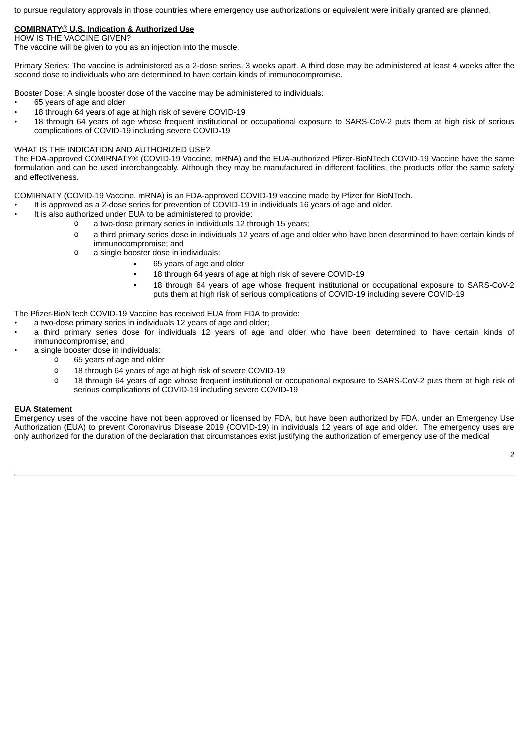to pursue regulatory approvals in those countries where emergency use authorizations or equivalent were initially granted are planned.

**COMIRNATY® U.S. Indication & Authorized Use**

HOW IS THE VACCINE GIVEN?

The vaccine will be given to you as an injection into the muscle.

Primary Series: The vaccine is administered as a 2-dose series, 3 weeks apart. A third dose may be administered at least 4 weeks after the second dose to individuals who are determined to have certain kinds of immunocompromise.

Booster Dose: A single booster dose of the vaccine may be administered to individuals:

- 65 years of age and older
- 18 through 64 years of age at high risk of severe COVID-19
- 18 through 64 years of age whose frequent institutional or occupational exposure to SARS-CoV-2 puts them at high risk of serious complications of COVID-19 including severe COVID-19

WHAT IS THE INDICATION AND AUTHORIZED USE?

The FDA-approved COMIRNATY® (COVID-19 Vaccine, mRNA) and the EUA-authorized Pfizer-BioNTech COVID-19 Vaccine have the same formulation and can be used interchangeably. Although they may be manufactured in different facilities, the products offer the same safety and effectiveness.

COMIRNATY (COVID-19 Vaccine, mRNA) is an FDA-approved COVID-19 vaccine made by Pfizer for BioNTech.

- It is approved as a 2-dose series for prevention of COVID-19 in individuals 16 years of age and older.
- It is also authorized under EUA to be administered to provide:
  - a two-dose primary series in individuals 12 through 15 years;
  - a third primary series dose in individuals 12 years of age and older who have been determined to have certain kinds of immunocompromise; and
  - a single booster dose in individuals:
    - 65 years of age and older
    - 18 through 64 years of age at high risk of severe COVID-19
    - 18 through 64 years of age whose frequent institutional or occupational exposure to SARS-CoV-2 puts them at high risk of serious complications of COVID-19 including severe COVID-19

The Pfizer-BioNTech COVID-19 Vaccine has received EUA from FDA to provide:

- a two-dose primary series in individuals 12 years of age and older;
- a third primary series dose for individuals 12 years of age and older who have been determined to have certain kinds of immunocompromise; and
- a single booster dose in individuals:
  - 65 years of age and older
  - 18 through 64 years of age at high risk of severe COVID-19
  - 18 through 64 years of age whose frequent institutional or occupational exposure to SARS-CoV-2 puts them at high risk of serious complications of COVID-19 including severe COVID-19

**EUA Statement**

Emergency uses of the vaccine have not been approved or licensed by FDA, but have been authorized by FDA, under an Emergency Use Authorization (EUA) to prevent Coronavirus Disease 2019 (COVID-19) in individuals 12 years of age and older. The emergency uses are only authorized for the duration of the declaration that circumstances exist justifying the authorization of emergency use of the medical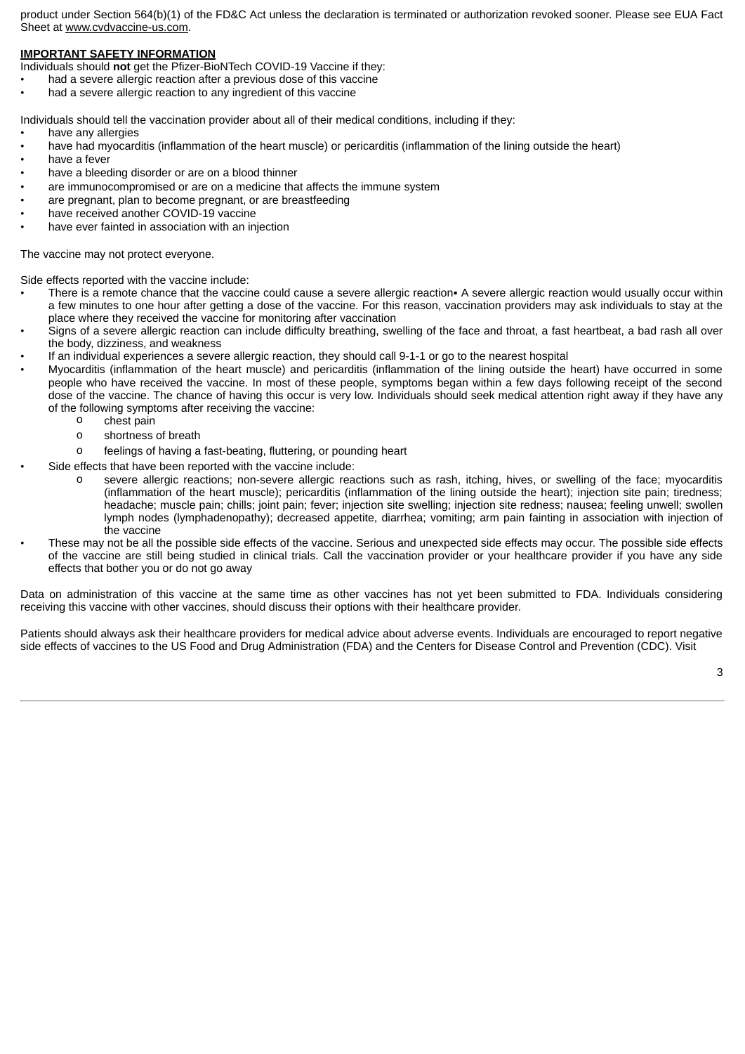product under Section 564(b)(1) of the FD&C Act unless the declaration is terminated or authorization revoked sooner. Please see EUA Fact Sheet at www.cvdvaccine-us.com.

**IMPORTANT SAFETY INFORMATION**

Individuals should **not** get the Pfizer-BioNTech COVID-19 Vaccine if they:

- had a severe allergic reaction after a previous dose of this vaccine
- had a severe allergic reaction to any ingredient of this vaccine

Individuals should tell the vaccination provider about all of their medical conditions, including if they:

- have any allergies
- have had myocarditis (inflammation of the heart muscle) or pericarditis (inflammation of the lining outside the heart)
- have a fever
- have a bleeding disorder or are on a blood thinner
- are immunocompromised or are on a medicine that affects the immune system
- are pregnant, plan to become pregnant, or are breastfeeding
- have received another COVID-19 vaccine
- have ever fainted in association with an injection

The vaccine may not protect everyone.

Side effects reported with the vaccine include:

- There is a remote chance that the vaccine could cause a severe allergic reaction▪ A severe allergic reaction would usually occur within a few minutes to one hour after getting a dose of the vaccine. For this reason, vaccination providers may ask individuals to stay at the place where they received the vaccine for monitoring after vaccination
- Signs of a severe allergic reaction can include difficulty breathing, swelling of the face and throat, a fast heartbeat, a bad rash all over the body, dizziness, and weakness
- If an individual experiences a severe allergic reaction, they should call 9-1-1 or go to the nearest hospital
- Myocarditis (inflammation of the heart muscle) and pericarditis (inflammation of the lining outside the heart) have occurred in some people who have received the vaccine. In most of these people, symptoms began within a few days following receipt of the second dose of the vaccine. The chance of having this occur is very low. Individuals should seek medical attention right away if they have any of the following symptoms after receiving the vaccine:
  - chest pain
  - shortness of breath
  - feelings of having a fast-beating, fluttering, or pounding heart
- Side effects that have been reported with the vaccine include:
  - severe allergic reactions; non-severe allergic reactions such as rash, itching, hives, or swelling of the face; myocarditis (inflammation of the heart muscle); pericarditis (inflammation of the lining outside the heart); injection site pain; tiredness; headache; muscle pain; chills; joint pain; fever; injection site swelling; injection site redness; nausea; feeling unwell; swollen lymph nodes (lymphadenopathy); decreased appetite, diarrhea; vomiting; arm pain fainting in association with injection of the vaccine
- These may not be all the possible side effects of the vaccine. Serious and unexpected side effects may occur. The possible side effects of the vaccine are still being studied in clinical trials. Call the vaccination provider or your healthcare provider if you have any side effects that bother you or do not go away

Data on administration of this vaccine at the same time as other vaccines has not yet been submitted to FDA. Individuals considering receiving this vaccine with other vaccines, should discuss their options with their healthcare provider.

Patients should always ask their healthcare providers for medical advice about adverse events. Individuals are encouraged to report negative side effects of vaccines to the US Food and Drug Administration (FDA) and the Centers for Disease Control and Prevention (CDC). Visit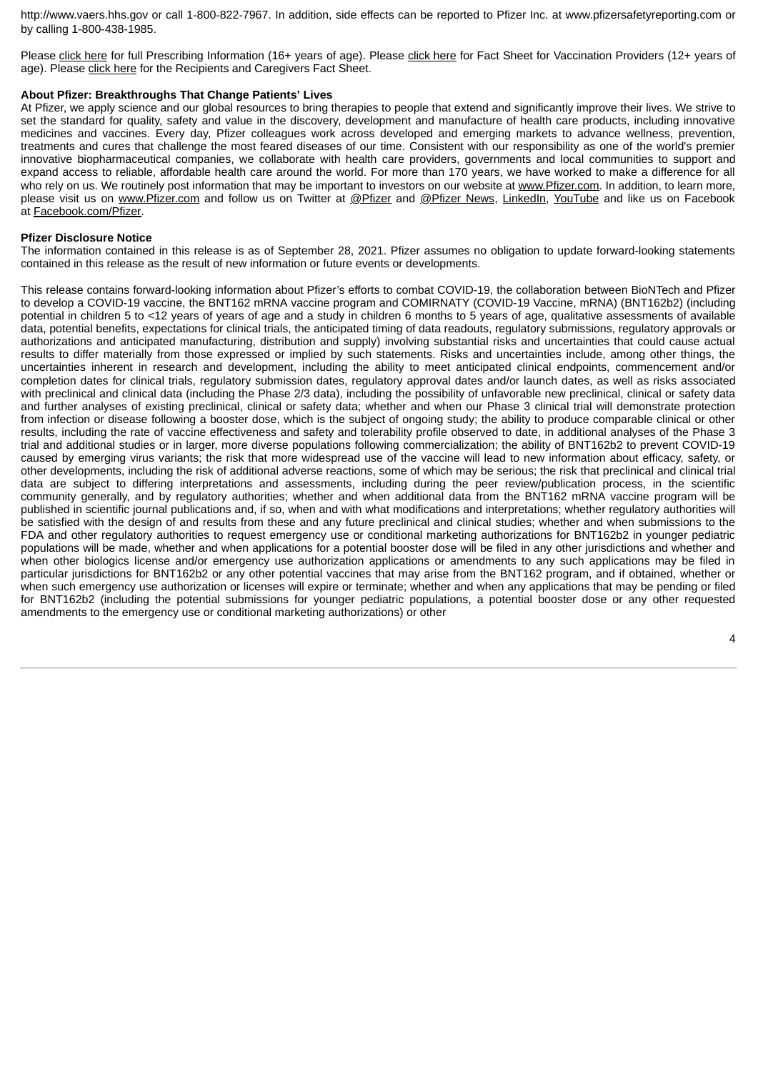http://www.vaers.hhs.gov or call 1-800-822-7967. In addition, side effects can be reported to Pfizer Inc. at www.pfizersafetyreporting.com or by calling 1-800-438-1985.

Please click here for full Prescribing Information (16+ years of age). Please click here for Fact Sheet for Vaccination Providers (12+ years of age). Please click here for the Recipients and Caregivers Fact Sheet.

**About Pfizer: Breakthroughs That Change Patients' Lives**

At Pfizer, we apply science and our global resources to bring therapies to people that extend and significantly improve their lives. We strive to set the standard for quality, safety and value in the discovery, development and manufacture of health care products, including innovative medicines and vaccines. Every day, Pfizer colleagues work across developed and emerging markets to advance wellness, prevention, treatments and cures that challenge the most feared diseases of our time. Consistent with our responsibility as one of the world's premier innovative biopharmaceutical companies, we collaborate with health care providers, governments and local communities to support and expand access to reliable, affordable health care around the world. For more than 170 years, we have worked to make a difference for all who rely on us. We routinely post information that may be important to investors on our website at www.Pfizer.com. In addition, to learn more, please visit us on www.Pfizer.com and follow us on Twitter at @Pfizer and @Pfizer News, LinkedIn, YouTube and like us on Facebook at Facebook.com/Pfizer.

**Pfizer Disclosure Notice**

The information contained in this release is as of September 28, 2021. Pfizer assumes no obligation to update forward-looking statements contained in this release as the result of new information or future events or developments.

This release contains forward-looking information about Pfizer's efforts to combat COVID-19, the collaboration between BioNTech and Pfizer to develop a COVID-19 vaccine, the BNT162 mRNA vaccine program and COMIRNATY (COVID-19 Vaccine, mRNA) (BNT162b2) (including potential in children 5 to <12 years of years of age and a study in children 6 months to 5 years of age, qualitative assessments of available data, potential benefits, expectations for clinical trials, the anticipated timing of data readouts, regulatory submissions, regulatory approvals or authorizations and anticipated manufacturing, distribution and supply) involving substantial risks and uncertainties that could cause actual results to differ materially from those expressed or implied by such statements. Risks and uncertainties include, among other things, the uncertainties inherent in research and development, including the ability to meet anticipated clinical endpoints, commencement and/or completion dates for clinical trials, regulatory submission dates, regulatory approval dates and/or launch dates, as well as risks associated with preclinical and clinical data (including the Phase 2/3 data), including the possibility of unfavorable new preclinical, clinical or safety data and further analyses of existing preclinical, clinical or safety data; whether and when our Phase 3 clinical trial will demonstrate protection from infection or disease following a booster dose, which is the subject of ongoing study; the ability to produce comparable clinical or other results, including the rate of vaccine effectiveness and safety and tolerability profile observed to date, in additional analyses of the Phase 3 trial and additional studies or in larger, more diverse populations following commercialization; the ability of BNT162b2 to prevent COVID-19 caused by emerging virus variants; the risk that more widespread use of the vaccine will lead to new information about efficacy, safety, or other developments, including the risk of additional adverse reactions, some of which may be serious; the risk that preclinical and clinical trial data are subject to differing interpretations and assessments, including during the peer review/publication process, in the scientific community generally, and by regulatory authorities; whether and when additional data from the BNT162 mRNA vaccine program will be published in scientific journal publications and, if so, when and with what modifications and interpretations; whether regulatory authorities will be satisfied with the design of and results from these and any future preclinical and clinical studies; whether and when submissions to the FDA and other regulatory authorities to request emergency use or conditional marketing authorizations for BNT162b2 in younger pediatric populations will be made, whether and when applications for a potential booster dose will be filed in any other jurisdictions and whether and when other biologics license and/or emergency use authorization applications or amendments to any such applications may be filed in particular jurisdictions for BNT162b2 or any other potential vaccines that may arise from the BNT162 program, and if obtained, whether or when such emergency use authorization or licenses will expire or terminate; whether and when any applications that may be pending or filed for BNT162b2 (including the potential submissions for younger pediatric populations, a potential booster dose or any other requested amendments to the emergency use or conditional marketing authorizations) or other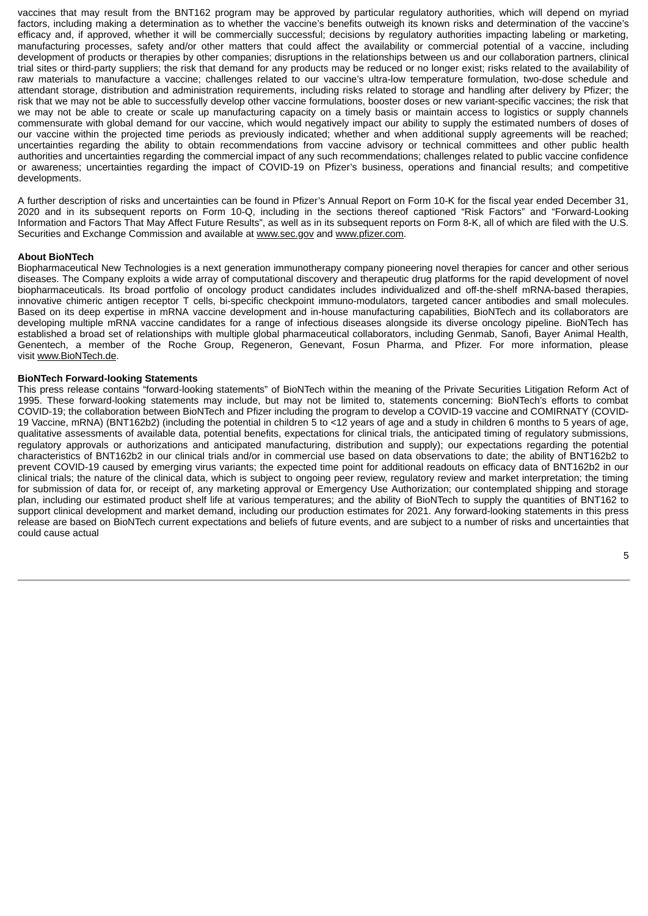vaccines that may result from the BNT162 program may be approved by particular regulatory authorities, which will depend on myriad factors, including making a determination as to whether the vaccine's benefits outweigh its known risks and determination of the vaccine's efficacy and, if approved, whether it will be commercially successful; decisions by regulatory authorities impacting labeling or marketing, manufacturing processes, safety and/or other matters that could affect the availability or commercial potential of a vaccine, including development of products or therapies by other companies; disruptions in the relationships between us and our collaboration partners, clinical trial sites or third-party suppliers; the risk that demand for any products may be reduced or no longer exist; risks related to the availability of raw materials to manufacture a vaccine; challenges related to our vaccine's ultra-low temperature formulation, two-dose schedule and attendant storage, distribution and administration requirements, including risks related to storage and handling after delivery by Pfizer; the risk that we may not be able to successfully develop other vaccine formulations, booster doses or new variant-specific vaccines; the risk that we may not be able to create or scale up manufacturing capacity on a timely basis or maintain access to logistics or supply channels commensurate with global demand for our vaccine, which would negatively impact our ability to supply the estimated numbers of doses of our vaccine within the projected time periods as previously indicated; whether and when additional supply agreements will be reached; uncertainties regarding the ability to obtain recommendations from vaccine advisory or technical committees and other public health authorities and uncertainties regarding the commercial impact of any such recommendations; challenges related to public vaccine confidence or awareness; uncertainties regarding the impact of COVID-19 on Pfizer's business, operations and financial results; and competitive developments.

A further description of risks and uncertainties can be found in Pfizer's Annual Report on Form 10-K for the fiscal year ended December 31, 2020 and in its subsequent reports on Form 10-Q, including in the sections thereof captioned "Risk Factors" and "Forward-Looking Information and Factors That May Affect Future Results", as well as in its subsequent reports on Form 8-K, all of which are filed with the U.S. Securities and Exchange Commission and available at www.sec.gov and www.pfizer.com.

**About BioNTech**

Biopharmaceutical New Technologies is a next generation immunotherapy company pioneering novel therapies for cancer and other serious diseases. The Company exploits a wide array of computational discovery and therapeutic drug platforms for the rapid development of novel biopharmaceuticals. Its broad portfolio of oncology product candidates includes individualized and off-the-shelf mRNA-based therapies, innovative chimeric antigen receptor T cells, bi-specific checkpoint immuno-modulators, targeted cancer antibodies and small molecules. Based on its deep expertise in mRNA vaccine development and in-house manufacturing capabilities, BioNTech and its collaborators are developing multiple mRNA vaccine candidates for a range of infectious diseases alongside its diverse oncology pipeline. BioNTech has established a broad set of relationships with multiple global pharmaceutical collaborators, including Genmab, Sanofi, Bayer Animal Health, Genentech, a member of the Roche Group, Regeneron, Genevant, Fosun Pharma, and Pfizer. For more information, please visit www.BioNTech.de.

**BioNTech Forward-looking Statements**

This press release contains "forward-looking statements" of BioNTech within the meaning of the Private Securities Litigation Reform Act of 1995. These forward-looking statements may include, but may not be limited to, statements concerning: BioNTech's efforts to combat COVID-19; the collaboration between BioNTech and Pfizer including the program to develop a COVID-19 vaccine and COMIRNATY (COVID-19 Vaccine, mRNA) (BNT162b2) (including the potential in children 5 to <12 years of age and a study in children 6 months to 5 years of age, qualitative assessments of available data, potential benefits, expectations for clinical trials, the anticipated timing of regulatory submissions, regulatory approvals or authorizations and anticipated manufacturing, distribution and supply); our expectations regarding the potential characteristics of BNT162b2 in our clinical trials and/or in commercial use based on data observations to date; the ability of BNT162b2 to prevent COVID-19 caused by emerging virus variants; the expected time point for additional readouts on efficacy data of BNT162b2 in our clinical trials; the nature of the clinical data, which is subject to ongoing peer review, regulatory review and market interpretation; the timing for submission of data for, or receipt of, any marketing approval or Emergency Use Authorization; our contemplated shipping and storage plan, including our estimated product shelf life at various temperatures; and the ability of BioNTech to supply the quantities of BNT162 to support clinical development and market demand, including our production estimates for 2021. Any forward-looking statements in this press release are based on BioNTech current expectations and beliefs of future events, and are subject to a number of risks and uncertainties that could cause actual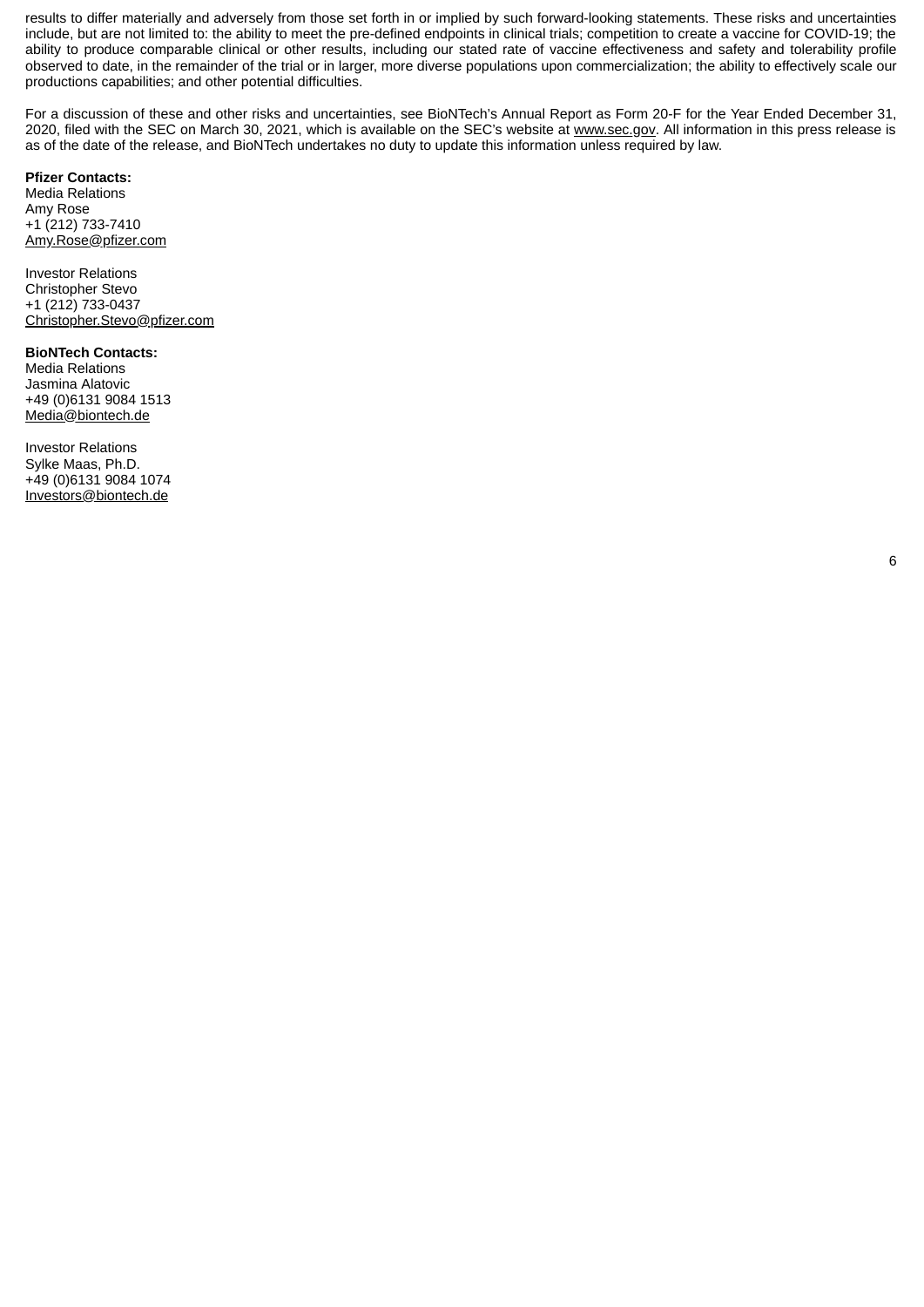results to differ materially and adversely from those set forth in or implied by such forward-looking statements. These risks and uncertainties include, but are not limited to: the ability to meet the pre-defined endpoints in clinical trials; competition to create a vaccine for COVID-19; the ability to produce comparable clinical or other results, including our stated rate of vaccine effectiveness and safety and tolerability profile observed to date, in the remainder of the trial or in larger, more diverse populations upon commercialization; the ability to effectively scale our productions capabilities; and other potential difficulties.

For a discussion of these and other risks and uncertainties, see BioNTech's Annual Report as Form 20-F for the Year Ended December 31, 2020, filed with the SEC on March 30, 2021, which is available on the SEC's website at www.sec.gov. All information in this press release is as of the date of the release, and BioNTech undertakes no duty to update this information unless required by law.

**Pfizer Contacts:**
Media Relations
Amy Rose
+1 (212) 733-7410
Amy.Rose@pfizer.com

Investor Relations
Christopher Stevo
+1 (212) 733-0437
Christopher.Stevo@pfizer.com

**BioNTech Contacts:**
Media Relations
Jasmina Alatovic
+49 (0)6131 9084 1513
Media@biontech.de

Investor Relations
Sylke Maas, Ph.D.
+49 (0)6131 9084 1074
Investors@biontech.de